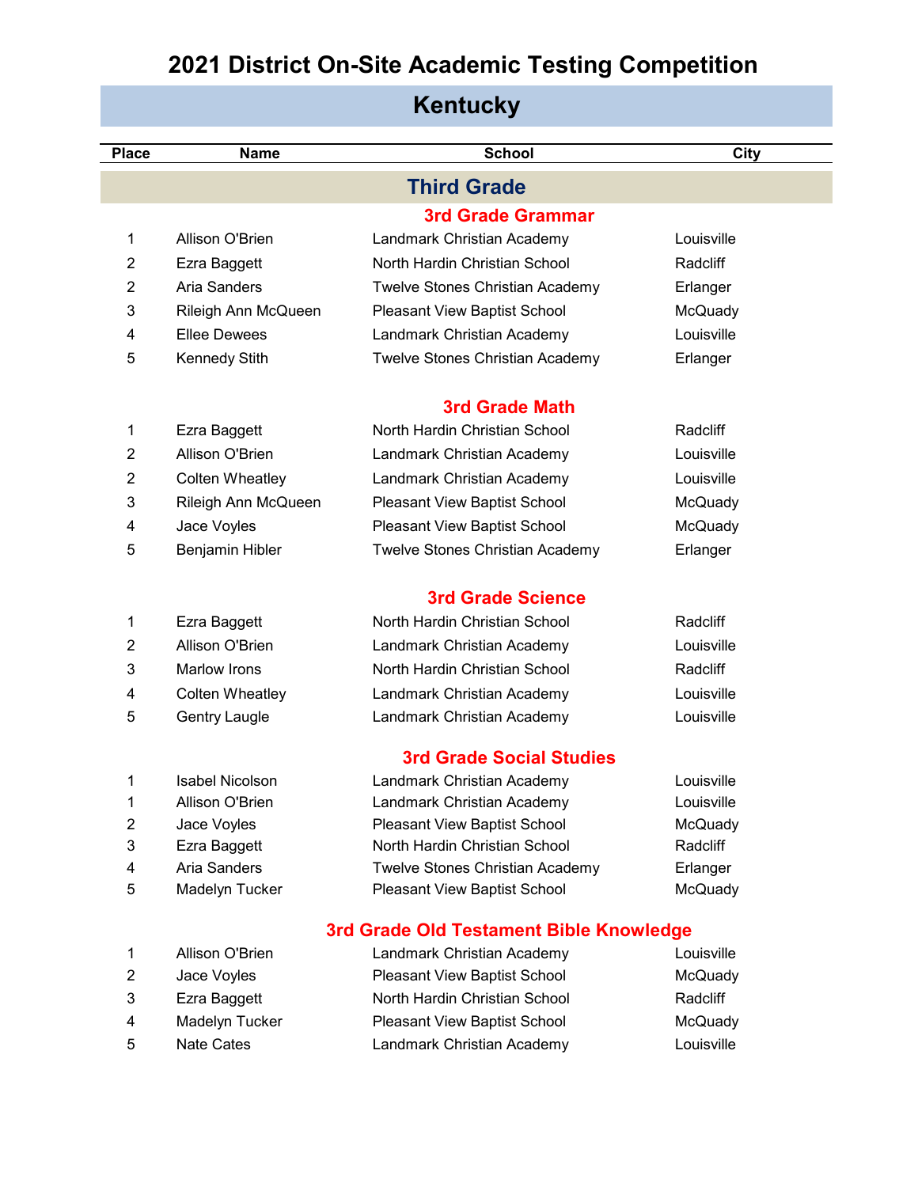# 2021 District On-Site Academic Testing Competition

## Kentucky

| Place | Name | School | City |
|---|---|---|---|
| | | **Third Grade** | |
| | | **3rd Grade Grammar** | |
| 1 | Allison O'Brien | Landmark Christian Academy | Louisville |
| 2 | Ezra Baggett | North Hardin Christian School | Radcliff |
| 2 | Aria Sanders | Twelve Stones Christian Academy | Erlanger |
| 3 | Rileigh Ann McQueen | Pleasant View Baptist School | McQuady |
| 4 | Ellee Dewees | Landmark Christian Academy | Louisville |
| 5 | Kennedy Stith | Twelve Stones Christian Academy | Erlanger |
| | | **3rd Grade Math** | |
| 1 | Ezra Baggett | North Hardin Christian School | Radcliff |
| 2 | Allison O'Brien | Landmark Christian Academy | Louisville |
| 2 | Colten Wheatley | Landmark Christian Academy | Louisville |
| 3 | Rileigh Ann McQueen | Pleasant View Baptist School | McQuady |
| 4 | Jace Voyles | Pleasant View Baptist School | McQuady |
| 5 | Benjamin Hibler | Twelve Stones Christian Academy | Erlanger |
| | | **3rd Grade Science** | |
| 1 | Ezra Baggett | North Hardin Christian School | Radcliff |
| 2 | Allison O'Brien | Landmark Christian Academy | Louisville |
| 3 | Marlow Irons | North Hardin Christian School | Radcliff |
| 4 | Colten Wheatley | Landmark Christian Academy | Louisville |
| 5 | Gentry Laugle | Landmark Christian Academy | Louisville |
| | | **3rd Grade Social Studies** | |
| 1 | Isabel Nicolson | Landmark Christian Academy | Louisville |
| 1 | Allison O'Brien | Landmark Christian Academy | Louisville |
| 2 | Jace Voyles | Pleasant View Baptist School | McQuady |
| 3 | Ezra Baggett | North Hardin Christian School | Radcliff |
| 4 | Aria Sanders | Twelve Stones Christian Academy | Erlanger |
| 5 | Madelyn Tucker | Pleasant View Baptist School | McQuady |
| | | **3rd Grade Old Testament Bible Knowledge** | |
| 1 | Allison O'Brien | Landmark Christian Academy | Louisville |
| 2 | Jace Voyles | Pleasant View Baptist School | McQuady |
| 3 | Ezra Baggett | North Hardin Christian School | Radcliff |
| 4 | Madelyn Tucker | Pleasant View Baptist School | McQuady |
| 5 | Nate Cates | Landmark Christian Academy | Louisville |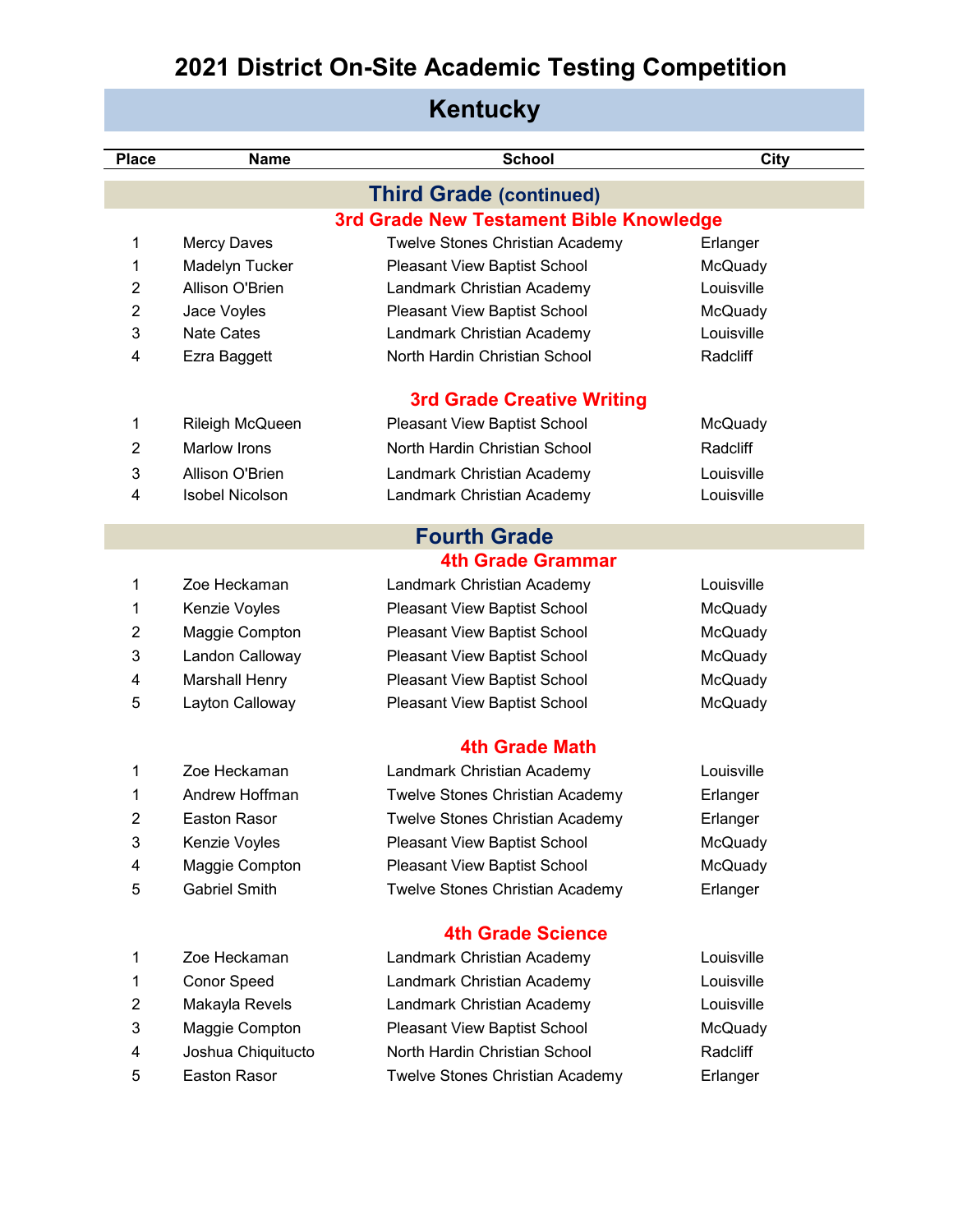# 2021 District On-Site Academic Testing Competition

## Kentucky

| Place | Name | School | City |
|---|---|---|---|

## Third Grade (continued)

### 3rd Grade New Testament Bible Knowledge

| Place | Name | School | City |
|---|---|---|---|
| 1 | Mercy Daves | Twelve Stones Christian Academy | Erlanger |
| 1 | Madelyn Tucker | Pleasant View Baptist School | McQuady |
| 2 | Allison O'Brien | Landmark Christian Academy | Louisville |
| 2 | Jace Voyles | Pleasant View Baptist School | McQuady |
| 3 | Nate Cates | Landmark Christian Academy | Louisville |
| 4 | Ezra Baggett | North Hardin Christian School | Radcliff |

### 3rd Grade Creative Writing

| Place | Name | School | City |
|---|---|---|---|
| 1 | Rileigh McQueen | Pleasant View Baptist School | McQuady |
| 2 | Marlow Irons | North Hardin Christian School | Radcliff |
| 3 | Allison O'Brien | Landmark Christian Academy | Louisville |
| 4 | Isobel Nicolson | Landmark Christian Academy | Louisville |

## Fourth Grade

### 4th Grade Grammar

| Place | Name | School | City |
|---|---|---|---|
| 1 | Zoe Heckaman | Landmark Christian Academy | Louisville |
| 1 | Kenzie Voyles | Pleasant View Baptist School | McQuady |
| 2 | Maggie Compton | Pleasant View Baptist School | McQuady |
| 3 | Landon Calloway | Pleasant View Baptist School | McQuady |
| 4 | Marshall Henry | Pleasant View Baptist School | McQuady |
| 5 | Layton Calloway | Pleasant View Baptist School | McQuady |

### 4th Grade Math

| Place | Name | School | City |
|---|---|---|---|
| 1 | Zoe Heckaman | Landmark Christian Academy | Louisville |
| 1 | Andrew Hoffman | Twelve Stones Christian Academy | Erlanger |
| 2 | Easton Rasor | Twelve Stones Christian Academy | Erlanger |
| 3 | Kenzie Voyles | Pleasant View Baptist School | McQuady |
| 4 | Maggie Compton | Pleasant View Baptist School | McQuady |
| 5 | Gabriel Smith | Twelve Stones Christian Academy | Erlanger |

### 4th Grade Science

| Place | Name | School | City |
|---|---|---|---|
| 1 | Zoe Heckaman | Landmark Christian Academy | Louisville |
| 1 | Conor Speed | Landmark Christian Academy | Louisville |
| 2 | Makayla Revels | Landmark Christian Academy | Louisville |
| 3 | Maggie Compton | Pleasant View Baptist School | McQuady |
| 4 | Joshua Chiquitucto | North Hardin Christian School | Radcliff |
| 5 | Easton Rasor | Twelve Stones Christian Academy | Erlanger |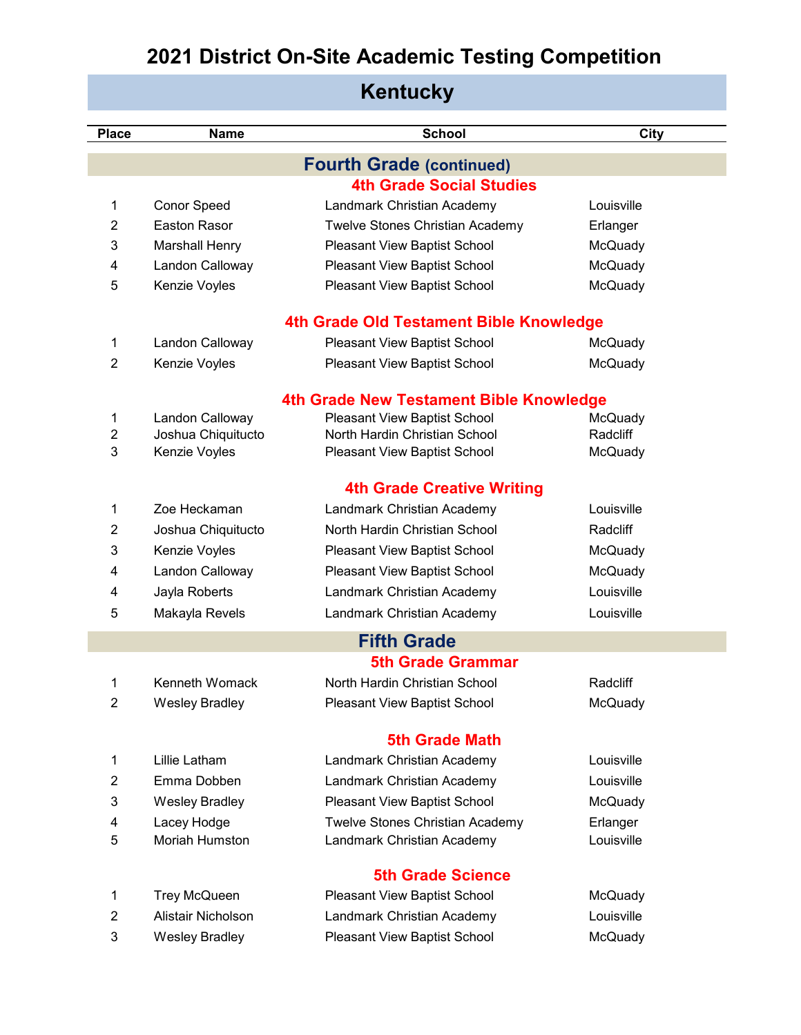# 2021 District On-Site Academic Testing Competition

## Kentucky

| Place | Name | School | City |
|---|---|---|---|

## Fourth Grade (continued)

### 4th Grade Social Studies

| Place | Name | School | City |
|---|---|---|---|
| 1 | Conor Speed | Landmark Christian Academy | Louisville |
| 2 | Easton Rasor | Twelve Stones Christian Academy | Erlanger |
| 3 | Marshall Henry | Pleasant View Baptist School | McQuady |
| 4 | Landon Calloway | Pleasant View Baptist School | McQuady |
| 5 | Kenzie Voyles | Pleasant View Baptist School | McQuady |

### 4th Grade Old Testament Bible Knowledge

| Place | Name | School | City |
|---|---|---|---|
| 1 | Landon Calloway | Pleasant View Baptist School | McQuady |
| 2 | Kenzie Voyles | Pleasant View Baptist School | McQuady |

### 4th Grade New Testament Bible Knowledge

| Place | Name | School | City |
|---|---|---|---|
| 1 | Landon Calloway | Pleasant View Baptist School | McQuady |
| 2 | Joshua Chiquitucto | North Hardin Christian School | Radcliff |
| 3 | Kenzie Voyles | Pleasant View Baptist School | McQuady |

### 4th Grade Creative Writing

| Place | Name | School | City |
|---|---|---|---|
| 1 | Zoe Heckaman | Landmark Christian Academy | Louisville |
| 2 | Joshua Chiquitucto | North Hardin Christian School | Radcliff |
| 3 | Kenzie Voyles | Pleasant View Baptist School | McQuady |
| 4 | Landon Calloway | Pleasant View Baptist School | McQuady |
| 4 | Jayla Roberts | Landmark Christian Academy | Louisville |
| 5 | Makayla Revels | Landmark Christian Academy | Louisville |

## Fifth Grade

### 5th Grade Grammar

| Place | Name | School | City |
|---|---|---|---|
| 1 | Kenneth Womack | North Hardin Christian School | Radcliff |
| 2 | Wesley Bradley | Pleasant View Baptist School | McQuady |

### 5th Grade Math

| Place | Name | School | City |
|---|---|---|---|
| 1 | Lillie Latham | Landmark Christian Academy | Louisville |
| 2 | Emma Dobben | Landmark Christian Academy | Louisville |
| 3 | Wesley Bradley | Pleasant View Baptist School | McQuady |
| 4 | Lacey Hodge | Twelve Stones Christian Academy | Erlanger |
| 5 | Moriah Humston | Landmark Christian Academy | Louisville |

### 5th Grade Science

| Place | Name | School | City |
|---|---|---|---|
| 1 | Trey McQueen | Pleasant View Baptist School | McQuady |
| 2 | Alistair Nicholson | Landmark Christian Academy | Louisville |
| 3 | Wesley Bradley | Pleasant View Baptist School | McQuady |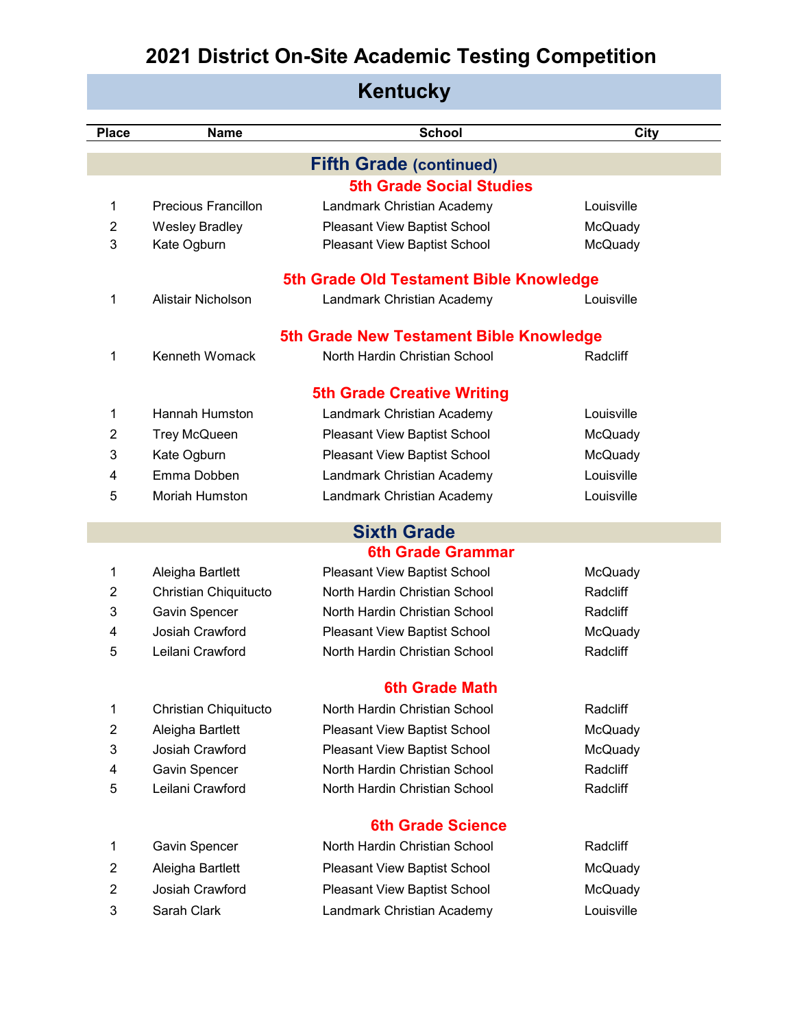# 2021 District On-Site Academic Testing Competition

## Kentucky

| Place | Name | School | City |
|---|---|---|---|

## Fifth Grade (continued)

### 5th Grade Social Studies

| Place | Name | School | City |
|---|---|---|---|
| 1 | Precious Francillon | Landmark Christian Academy | Louisville |
| 2 | Wesley Bradley | Pleasant View Baptist School | McQuady |
| 3 | Kate Ogburn | Pleasant View Baptist School | McQuady |

### 5th Grade Old Testament Bible Knowledge

| Place | Name | School | City |
|---|---|---|---|
| 1 | Alistair Nicholson | Landmark Christian Academy | Louisville |

### 5th Grade New Testament Bible Knowledge

| Place | Name | School | City |
|---|---|---|---|
| 1 | Kenneth Womack | North Hardin Christian School | Radcliff |

### 5th Grade Creative Writing

| Place | Name | School | City |
|---|---|---|---|
| 1 | Hannah Humston | Landmark Christian Academy | Louisville |
| 2 | Trey McQueen | Pleasant View Baptist School | McQuady |
| 3 | Kate Ogburn | Pleasant View Baptist School | McQuady |
| 4 | Emma Dobben | Landmark Christian Academy | Louisville |
| 5 | Moriah Humston | Landmark Christian Academy | Louisville |

## Sixth Grade

### 6th Grade Grammar

| Place | Name | School | City |
|---|---|---|---|
| 1 | Aleigha Bartlett | Pleasant View Baptist School | McQuady |
| 2 | Christian Chiquitucto | North Hardin Christian School | Radcliff |
| 3 | Gavin Spencer | North Hardin Christian School | Radcliff |
| 4 | Josiah Crawford | Pleasant View Baptist School | McQuady |
| 5 | Leilani Crawford | North Hardin Christian School | Radcliff |

### 6th Grade Math

| Place | Name | School | City |
|---|---|---|---|
| 1 | Christian Chiquitucto | North Hardin Christian School | Radcliff |
| 2 | Aleigha Bartlett | Pleasant View Baptist School | McQuady |
| 3 | Josiah Crawford | Pleasant View Baptist School | McQuady |
| 4 | Gavin Spencer | North Hardin Christian School | Radcliff |
| 5 | Leilani Crawford | North Hardin Christian School | Radcliff |

### 6th Grade Science

| Place | Name | School | City |
|---|---|---|---|
| 1 | Gavin Spencer | North Hardin Christian School | Radcliff |
| 2 | Aleigha Bartlett | Pleasant View Baptist School | McQuady |
| 2 | Josiah Crawford | Pleasant View Baptist School | McQuady |
| 3 | Sarah Clark | Landmark Christian Academy | Louisville |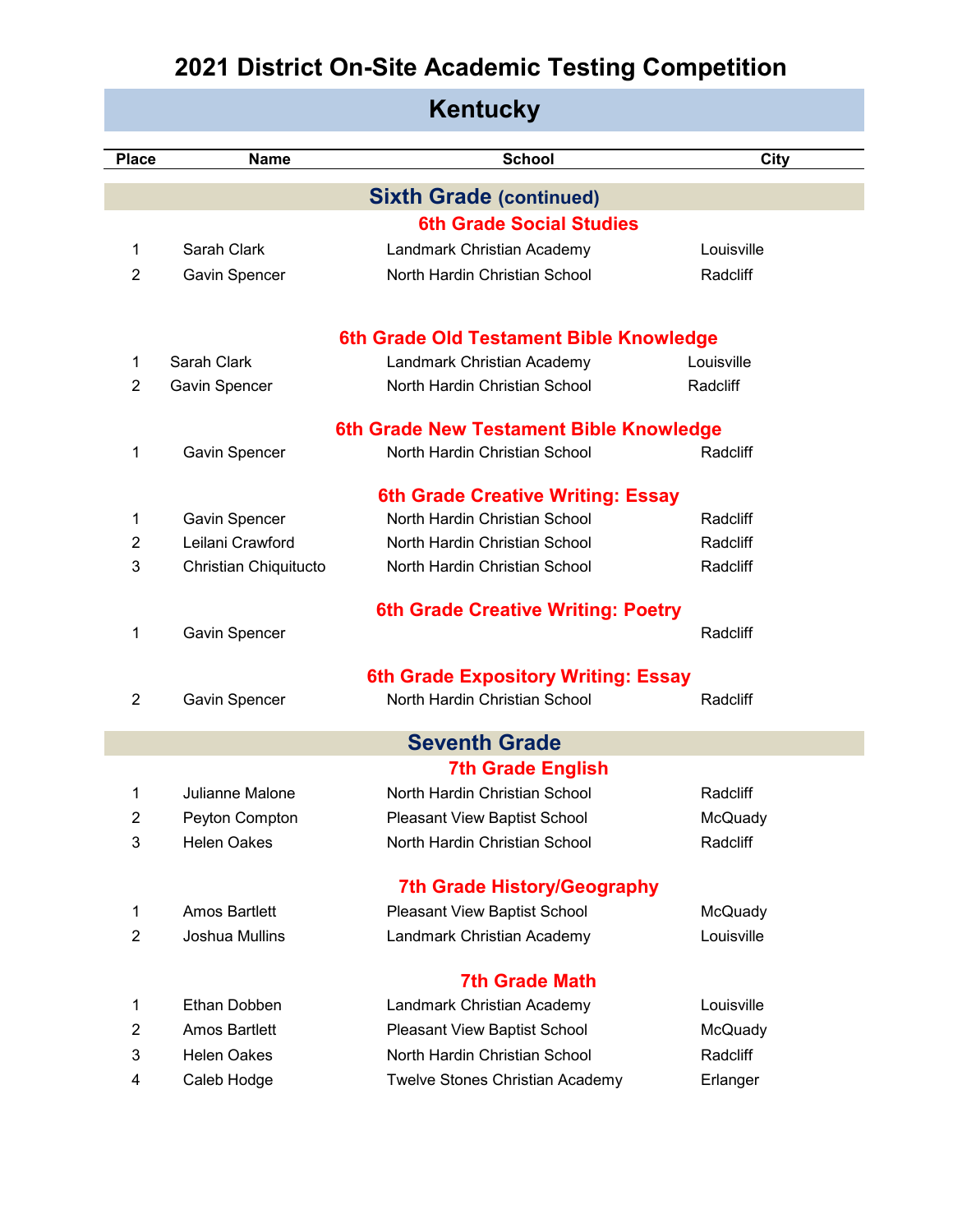# 2021 District On-Site Academic Testing Competition

## Kentucky

| Place | Name | School | City |
|---|---|---|---|

### Sixth Grade (continued)

#### 6th Grade Social Studies

| Place | Name | School | City |
|---|---|---|---|
| 1 | Sarah Clark | Landmark Christian Academy | Louisville |
| 2 | Gavin Spencer | North Hardin Christian School | Radcliff |

#### 6th Grade Old Testament Bible Knowledge

| Place | Name | School | City |
|---|---|---|---|
| 1 | Sarah Clark | Landmark Christian Academy | Louisville |
| 2 | Gavin Spencer | North Hardin Christian School | Radcliff |

#### 6th Grade New Testament Bible Knowledge

| Place | Name | School | City |
|---|---|---|---|
| 1 | Gavin Spencer | North Hardin Christian School | Radcliff |

#### 6th Grade Creative Writing: Essay

| Place | Name | School | City |
|---|---|---|---|
| 1 | Gavin Spencer | North Hardin Christian School | Radcliff |
| 2 | Leilani Crawford | North Hardin Christian School | Radcliff |
| 3 | Christian Chiquitucto | North Hardin Christian School | Radcliff |

#### 6th Grade Creative Writing: Poetry

| Place | Name | School | City |
|---|---|---|---|
| 1 | Gavin Spencer | | Radcliff |

#### 6th Grade Expository Writing: Essay

| Place | Name | School | City |
|---|---|---|---|
| 2 | Gavin Spencer | North Hardin Christian School | Radcliff |

### Seventh Grade

#### 7th Grade English

| Place | Name | School | City |
|---|---|---|---|
| 1 | Julianne Malone | North Hardin Christian School | Radcliff |
| 2 | Peyton Compton | Pleasant View Baptist School | McQuady |
| 3 | Helen Oakes | North Hardin Christian School | Radcliff |

#### 7th Grade History/Geography

| Place | Name | School | City |
|---|---|---|---|
| 1 | Amos Bartlett | Pleasant View Baptist School | McQuady |
| 2 | Joshua Mullins | Landmark Christian Academy | Louisville |

#### 7th Grade Math

| Place | Name | School | City |
|---|---|---|---|
| 1 | Ethan Dobben | Landmark Christian Academy | Louisville |
| 2 | Amos Bartlett | Pleasant View Baptist School | McQuady |
| 3 | Helen Oakes | North Hardin Christian School | Radcliff |
| 4 | Caleb Hodge | Twelve Stones Christian Academy | Erlanger |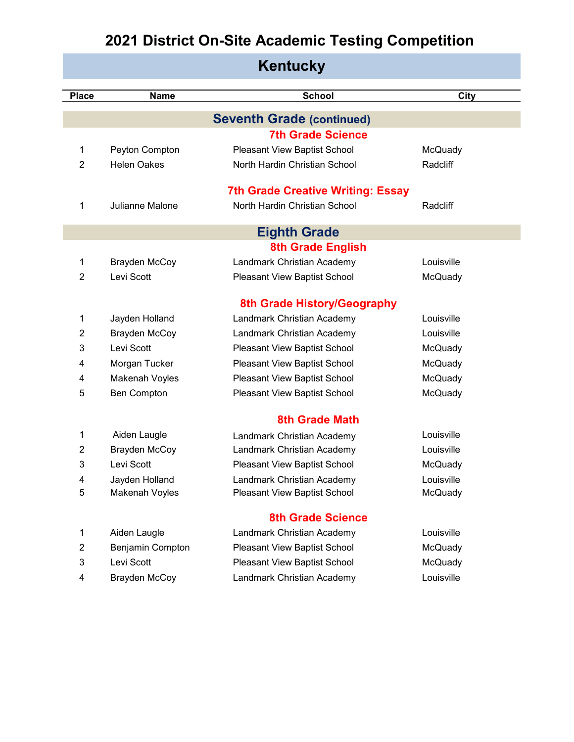# 2021 District On-Site Academic Testing Competition

## Kentucky

| Place | Name | School | City |
|---|---|---|---|
| | **Seventh Grade (continued)** | | |
| | **7th Grade Science** | | |
| 1 | Peyton Compton | Pleasant View Baptist School | McQuady |
| 2 | Helen Oakes | North Hardin Christian School | Radcliff |
| | **7th Grade Creative Writing: Essay** | | |
| 1 | Julianne Malone | North Hardin Christian School | Radcliff |
| | **Eighth Grade** | | |
| | **8th Grade English** | | |
| 1 | Brayden McCoy | Landmark Christian Academy | Louisville |
| 2 | Levi Scott | Pleasant View Baptist School | McQuady |
| | **8th Grade History/Geography** | | |
| 1 | Jayden Holland | Landmark Christian Academy | Louisville |
| 2 | Brayden McCoy | Landmark Christian Academy | Louisville |
| 3 | Levi Scott | Pleasant View Baptist School | McQuady |
| 4 | Morgan Tucker | Pleasant View Baptist School | McQuady |
| 4 | Makenah Voyles | Pleasant View Baptist School | McQuady |
| 5 | Ben Compton | Pleasant View Baptist School | McQuady |
| | **8th Grade Math** | | |
| 1 | Aiden Laugle | Landmark Christian Academy | Louisville |
| 2 | Brayden McCoy | Landmark Christian Academy | Louisville |
| 3 | Levi Scott | Pleasant View Baptist School | McQuady |
| 4 | Jayden Holland | Landmark Christian Academy | Louisville |
| 5 | Makenah Voyles | Pleasant View Baptist School | McQuady |
| | **8th Grade Science** | | |
| 1 | Aiden Laugle | Landmark Christian Academy | Louisville |
| 2 | Benjamin Compton | Pleasant View Baptist School | McQuady |
| 3 | Levi Scott | Pleasant View Baptist School | McQuady |
| 4 | Brayden McCoy | Landmark Christian Academy | Louisville |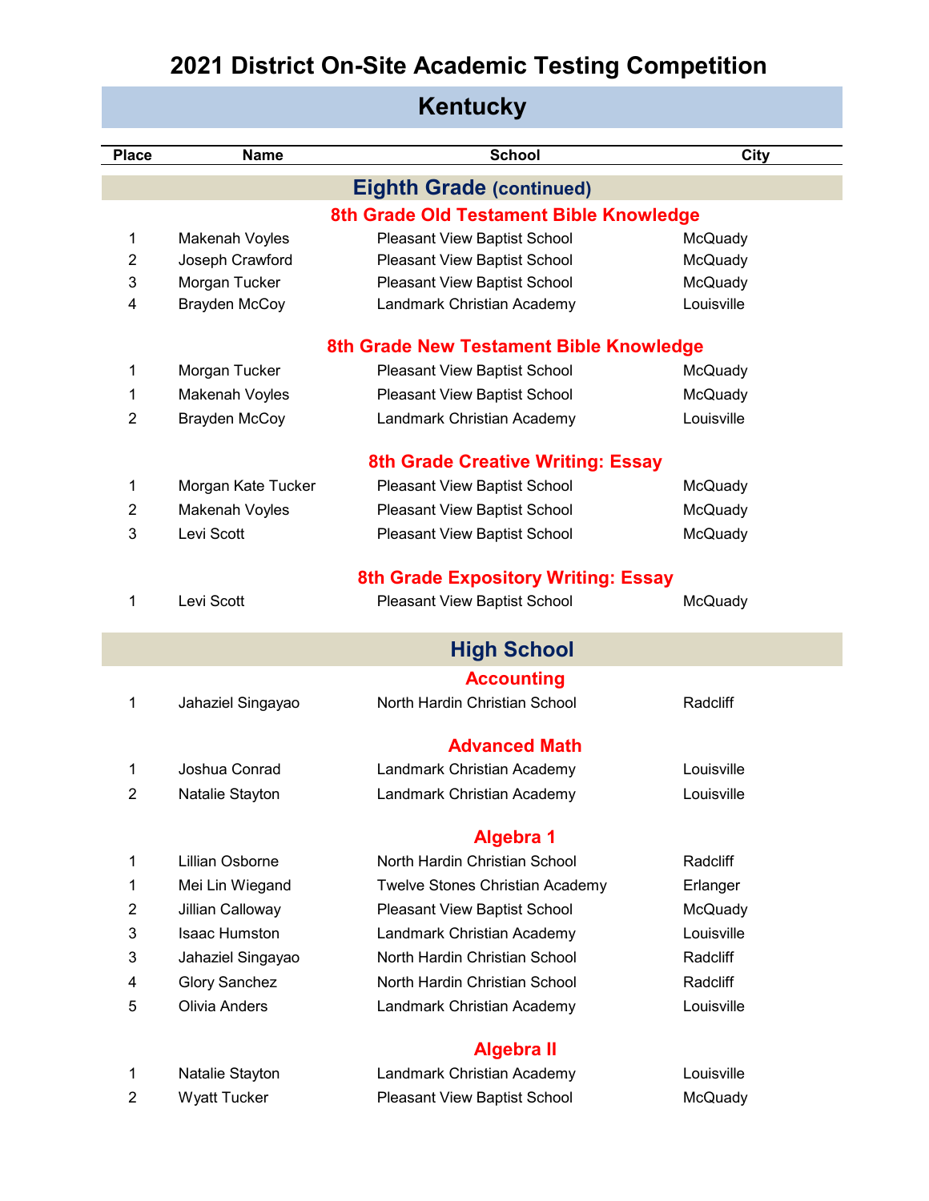# 2021 District On-Site Academic Testing Competition

## Kentucky

| Place | Name | School | City |
|---|---|---|---|

## Eighth Grade (continued)

### 8th Grade Old Testament Bible Knowledge

| Place | Name | School | City |
|---|---|---|---|
| 1 | Makenah Voyles | Pleasant View Baptist School | McQuady |
| 2 | Joseph Crawford | Pleasant View Baptist School | McQuady |
| 3 | Morgan Tucker | Pleasant View Baptist School | McQuady |
| 4 | Brayden McCoy | Landmark Christian Academy | Louisville |

### 8th Grade New Testament Bible Knowledge

| Place | Name | School | City |
|---|---|---|---|
| 1 | Morgan Tucker | Pleasant View Baptist School | McQuady |
| 1 | Makenah Voyles | Pleasant View Baptist School | McQuady |
| 2 | Brayden McCoy | Landmark Christian Academy | Louisville |

### 8th Grade Creative Writing: Essay

| Place | Name | School | City |
|---|---|---|---|
| 1 | Morgan Kate Tucker | Pleasant View Baptist School | McQuady |
| 2 | Makenah Voyles | Pleasant View Baptist School | McQuady |
| 3 | Levi Scott | Pleasant View Baptist School | McQuady |

### 8th Grade Expository Writing: Essay

| Place | Name | School | City |
|---|---|---|---|
| 1 | Levi Scott | Pleasant View Baptist School | McQuady |

## High School

### Accounting

| Place | Name | School | City |
|---|---|---|---|
| 1 | Jahaziel Singayao | North Hardin Christian School | Radcliff |

### Advanced Math

| Place | Name | School | City |
|---|---|---|---|
| 1 | Joshua Conrad | Landmark Christian Academy | Louisville |
| 2 | Natalie Stayton | Landmark Christian Academy | Louisville |

### Algebra 1

| Place | Name | School | City |
|---|---|---|---|
| 1 | Lillian Osborne | North Hardin Christian School | Radcliff |
| 1 | Mei Lin Wiegand | Twelve Stones Christian Academy | Erlanger |
| 2 | Jillian Calloway | Pleasant View Baptist School | McQuady |
| 3 | Isaac Humston | Landmark Christian Academy | Louisville |
| 3 | Jahaziel Singayao | North Hardin Christian School | Radcliff |
| 4 | Glory Sanchez | North Hardin Christian School | Radcliff |
| 5 | Olivia Anders | Landmark Christian Academy | Louisville |

### Algebra II

| Place | Name | School | City |
|---|---|---|---|
| 1 | Natalie Stayton | Landmark Christian Academy | Louisville |
| 2 | Wyatt Tucker | Pleasant View Baptist School | McQuady |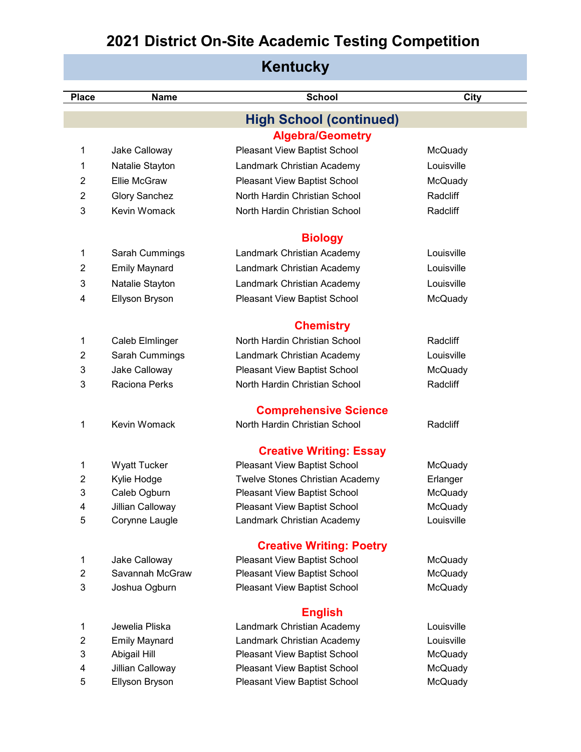# 2021 District On-Site Academic Testing Competition

## Kentucky

| Place | Name | School | City |
|---|---|---|---|

## High School (continued)

### Algebra/Geometry

| Place | Name | School | City |
|---|---|---|---|
| 1 | Jake Calloway | Pleasant View Baptist School | McQuady |
| 1 | Natalie Stayton | Landmark Christian Academy | Louisville |
| 2 | Ellie McGraw | Pleasant View Baptist School | McQuady |
| 2 | Glory Sanchez | North Hardin Christian School | Radcliff |
| 3 | Kevin Womack | North Hardin Christian School | Radcliff |

### Biology

| Place | Name | School | City |
|---|---|---|---|
| 1 | Sarah Cummings | Landmark Christian Academy | Louisville |
| 2 | Emily Maynard | Landmark Christian Academy | Louisville |
| 3 | Natalie Stayton | Landmark Christian Academy | Louisville |
| 4 | Ellyson Bryson | Pleasant View Baptist School | McQuady |

### Chemistry

| Place | Name | School | City |
|---|---|---|---|
| 1 | Caleb Elmlinger | North Hardin Christian School | Radcliff |
| 2 | Sarah Cummings | Landmark Christian Academy | Louisville |
| 3 | Jake Calloway | Pleasant View Baptist School | McQuady |
| 3 | Raciona Perks | North Hardin Christian School | Radcliff |

### Comprehensive Science

| Place | Name | School | City |
|---|---|---|---|
| 1 | Kevin Womack | North Hardin Christian School | Radcliff |

### Creative Writing: Essay

| Place | Name | School | City |
|---|---|---|---|
| 1 | Wyatt Tucker | Pleasant View Baptist School | McQuady |
| 2 | Kylie Hodge | Twelve Stones Christian Academy | Erlanger |
| 3 | Caleb Ogburn | Pleasant View Baptist School | McQuady |
| 4 | Jillian Calloway | Pleasant View Baptist School | McQuady |
| 5 | Corynne Laugle | Landmark Christian Academy | Louisville |

### Creative Writing: Poetry

| Place | Name | School | City |
|---|---|---|---|
| 1 | Jake Calloway | Pleasant View Baptist School | McQuady |
| 2 | Savannah McGraw | Pleasant View Baptist School | McQuady |
| 3 | Joshua Ogburn | Pleasant View Baptist School | McQuady |

### English

| Place | Name | School | City |
|---|---|---|---|
| 1 | Jewelia Pliska | Landmark Christian Academy | Louisville |
| 2 | Emily Maynard | Landmark Christian Academy | Louisville |
| 3 | Abigail Hill | Pleasant View Baptist School | McQuady |
| 4 | Jillian Calloway | Pleasant View Baptist School | McQuady |
| 5 | Ellyson Bryson | Pleasant View Baptist School | McQuady |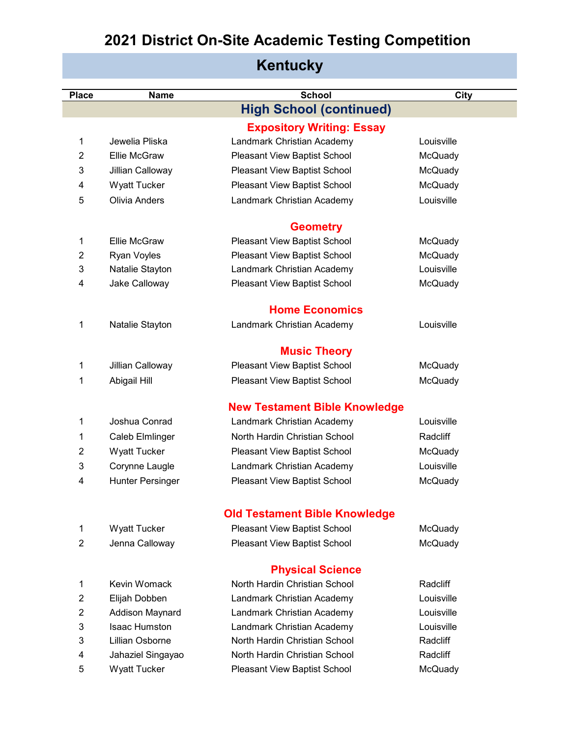# 2021 District On-Site Academic Testing Competition

## Kentucky

| Place | Name | School | City |
|---|---|---|---|
| | | **High School (continued)** | |
| | | **Expository Writing: Essay** | |
| 1 | Jewelia Pliska | Landmark Christian Academy | Louisville |
| 2 | Ellie McGraw | Pleasant View Baptist School | McQuady |
| 3 | Jillian Calloway | Pleasant View Baptist School | McQuady |
| 4 | Wyatt Tucker | Pleasant View Baptist School | McQuady |
| 5 | Olivia Anders | Landmark Christian Academy | Louisville |
| | | **Geometry** | |
| 1 | Ellie McGraw | Pleasant View Baptist School | McQuady |
| 2 | Ryan Voyles | Pleasant View Baptist School | McQuady |
| 3 | Natalie Stayton | Landmark Christian Academy | Louisville |
| 4 | Jake Calloway | Pleasant View Baptist School | McQuady |
| | | **Home Economics** | |
| 1 | Natalie Stayton | Landmark Christian Academy | Louisville |
| | | **Music Theory** | |
| 1 | Jillian Calloway | Pleasant View Baptist School | McQuady |
| 1 | Abigail Hill | Pleasant View Baptist School | McQuady |
| | | **New Testament Bible Knowledge** | |
| 1 | Joshua Conrad | Landmark Christian Academy | Louisville |
| 1 | Caleb Elmlinger | North Hardin Christian School | Radcliff |
| 2 | Wyatt Tucker | Pleasant View Baptist School | McQuady |
| 3 | Corynne Laugle | Landmark Christian Academy | Louisville |
| 4 | Hunter Persinger | Pleasant View Baptist School | McQuady |
| | | **Old Testament Bible Knowledge** | |
| 1 | Wyatt Tucker | Pleasant View Baptist School | McQuady |
| 2 | Jenna Calloway | Pleasant View Baptist School | McQuady |
| | | **Physical Science** | |
| 1 | Kevin Womack | North Hardin Christian School | Radcliff |
| 2 | Elijah Dobben | Landmark Christian Academy | Louisville |
| 2 | Addison Maynard | Landmark Christian Academy | Louisville |
| 3 | Isaac Humston | Landmark Christian Academy | Louisville |
| 3 | Lillian Osborne | North Hardin Christian School | Radcliff |
| 4 | Jahaziel Singayao | North Hardin Christian School | Radcliff |
| 5 | Wyatt Tucker | Pleasant View Baptist School | McQuady |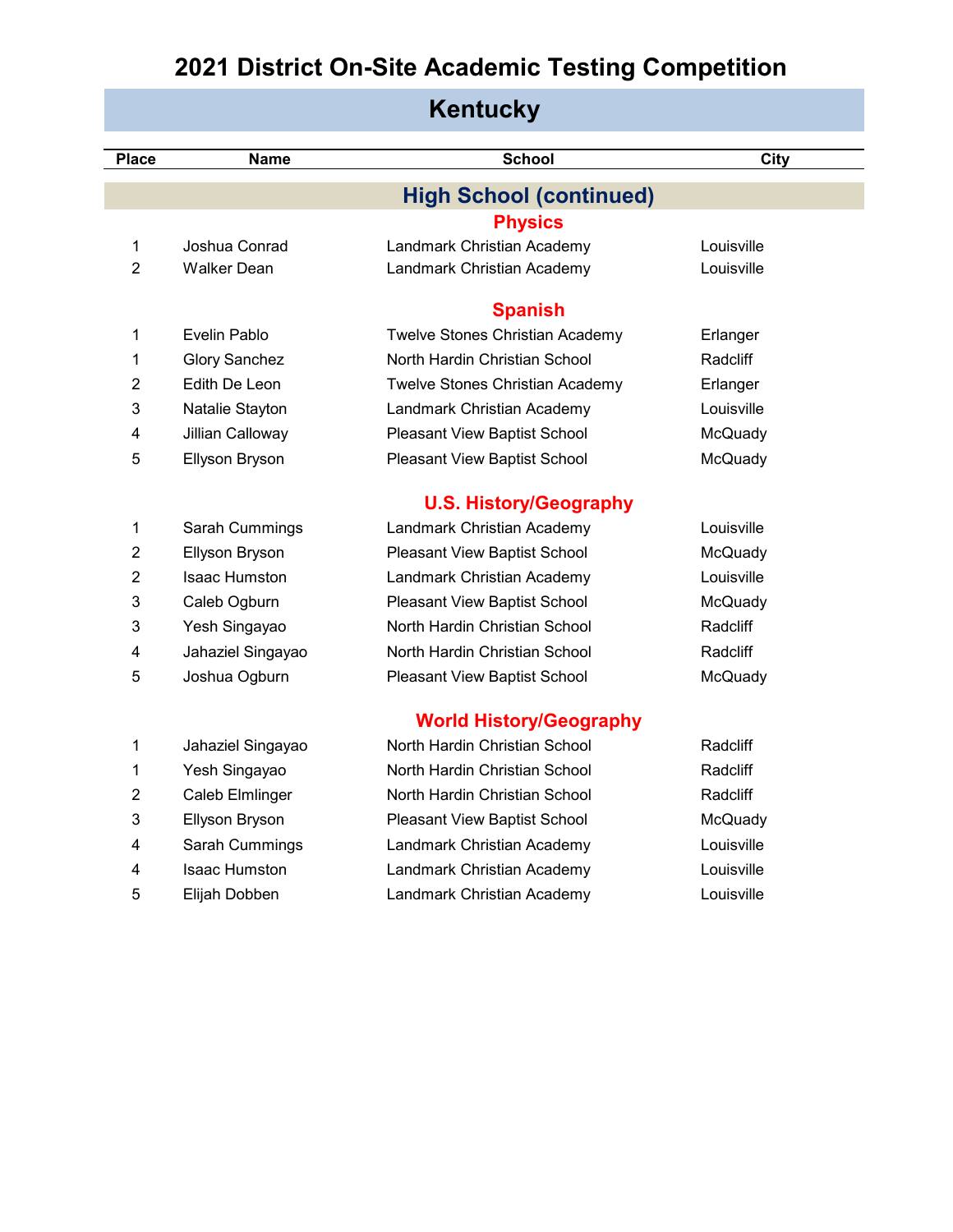# 2021 District On-Site Academic Testing Competition

## Kentucky

| Place | Name | School | City |
|---|---|---|---|

### High School (continued)

#### Physics

| Place | Name | School | City |
|---|---|---|---|
| 1 | Joshua Conrad | Landmark Christian Academy | Louisville |
| 2 | Walker Dean | Landmark Christian Academy | Louisville |

#### Spanish

| Place | Name | School | City |
|---|---|---|---|
| 1 | Evelin Pablo | Twelve Stones Christian Academy | Erlanger |
| 1 | Glory Sanchez | North Hardin Christian School | Radcliff |
| 2 | Edith De Leon | Twelve Stones Christian Academy | Erlanger |
| 3 | Natalie Stayton | Landmark Christian Academy | Louisville |
| 4 | Jillian Calloway | Pleasant View Baptist School | McQuady |
| 5 | Ellyson Bryson | Pleasant View Baptist School | McQuady |

#### U.S. History/Geography

| Place | Name | School | City |
|---|---|---|---|
| 1 | Sarah Cummings | Landmark Christian Academy | Louisville |
| 2 | Ellyson Bryson | Pleasant View Baptist School | McQuady |
| 2 | Isaac Humston | Landmark Christian Academy | Louisville |
| 3 | Caleb Ogburn | Pleasant View Baptist School | McQuady |
| 3 | Yesh Singayao | North Hardin Christian School | Radcliff |
| 4 | Jahaziel Singayao | North Hardin Christian School | Radcliff |
| 5 | Joshua Ogburn | Pleasant View Baptist School | McQuady |

#### World History/Geography

| Place | Name | School | City |
|---|---|---|---|
| 1 | Jahaziel Singayao | North Hardin Christian School | Radcliff |
| 1 | Yesh Singayao | North Hardin Christian School | Radcliff |
| 2 | Caleb Elmlinger | North Hardin Christian School | Radcliff |
| 3 | Ellyson Bryson | Pleasant View Baptist School | McQuady |
| 4 | Sarah Cummings | Landmark Christian Academy | Louisville |
| 4 | Isaac Humston | Landmark Christian Academy | Louisville |
| 5 | Elijah Dobben | Landmark Christian Academy | Louisville |